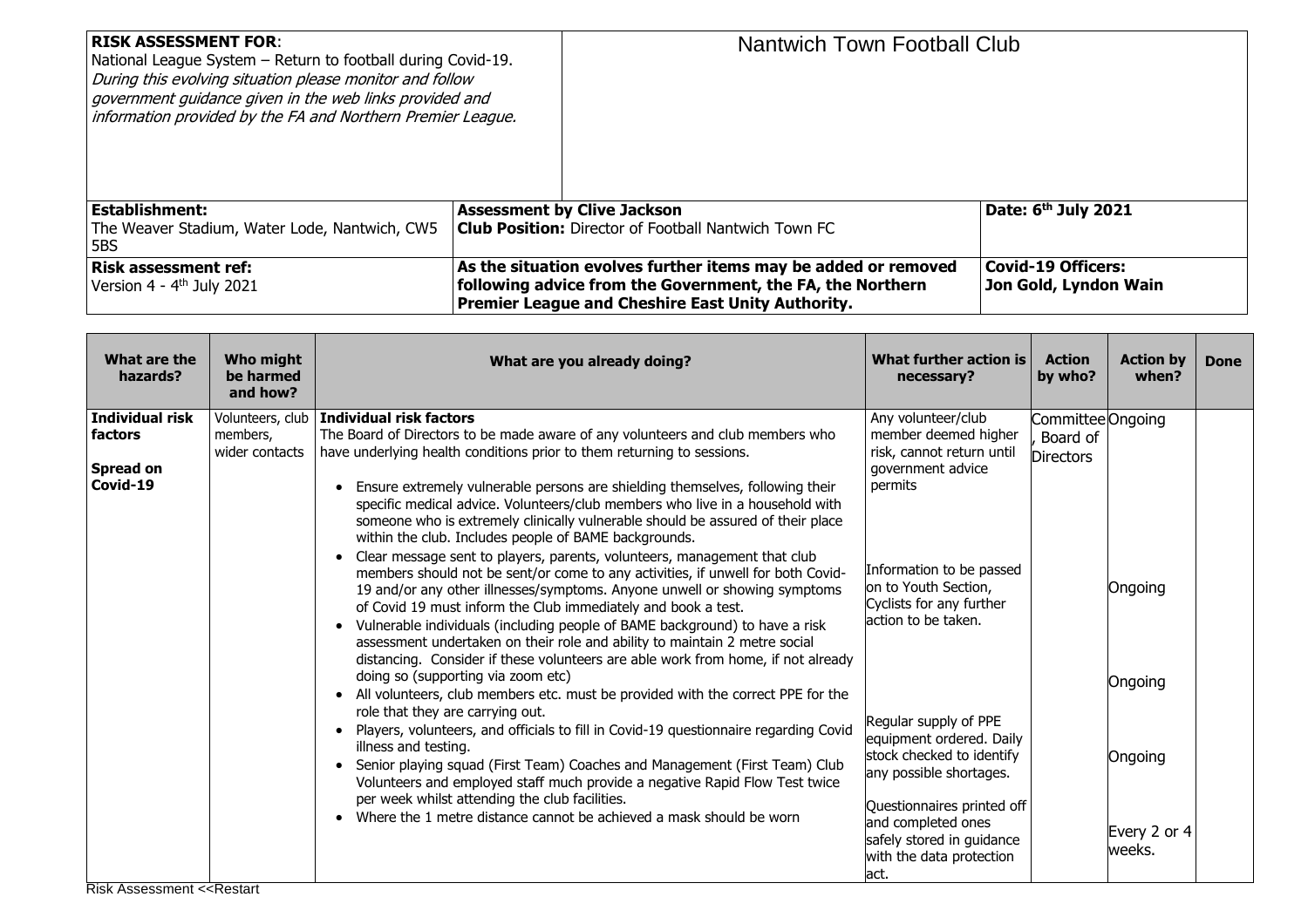| **RISK ASSESSMENT FOR**: National League System – Return to football during Covid-19. *During this evolving situation please monitor and follow government guidance given in the web links provided and information provided by the FA and Northern Premier League.* | Nantwich Town Football Club | |
|---|---|---|
| **Establishment:** The Weaver Stadium, Water Lode, Nantwich, CW5 5BS | **Assessment by Clive Jackson** **Club Position:** Director of Football Nantwich Town FC | **Date: 6th July 2021** |
| **Risk assessment ref:** Version 4 - 4th July 2021 | **As the situation evolves further items may be added or removed following advice from the Government, the FA, the Northern Premier League and Cheshire East Unity Authority.** | **Covid-19 Officers: Jon Gold, Lyndon Wain** |

| What are the hazards? | Who might be harmed and how? | What are you already doing? | What further action is necessary? | Action by who? | Action by when? | Done |
|---|---|---|---|---|---|---|
| **Individual risk factors**<br><br>**Spread on Covid-19** | Volunteers, club members, wider contacts | **Individual risk factors**<br>The Board of Directors to be made aware of any volunteers and club members who have underlying health conditions prior to them returning to sessions.<br>• Ensure extremely vulnerable persons are shielding themselves, following their specific medical advice. Volunteers/club members who live in a household with someone who is extremely clinically vulnerable should be assured of their place within the club. Includes people of BAME backgrounds.<br>• Clear message sent to players, parents, volunteers, management that club members should not be sent/or come to any activities, if unwell for both Covid-19 and/or any other illnesses/symptoms. Anyone unwell or showing symptoms of Covid 19 must inform the Club immediately and book a test.<br>• Vulnerable individuals (including people of BAME background) to have a risk assessment undertaken on their role and ability to maintain 2 metre social distancing. Consider if these volunteers are able work from home, if not already doing so (supporting via zoom etc)<br>• All volunteers, club members etc. must be provided with the correct PPE for the role that they are carrying out.<br>• Players, volunteers, and officials to fill in Covid-19 questionnaire regarding Covid illness and testing.<br>• Senior playing squad (First Team) Coaches and Management (First Team) Club Volunteers and employed staff much provide a negative Rapid Flow Test twice per week whilst attending the club facilities.<br>• Where the 1 metre distance cannot be achieved a mask should be worn | Any volunteer/club member deemed higher risk, cannot return until government advice permits<br><br>Information to be passed on to Youth Section, Cyclists for any further action to be taken.<br><br>Regular supply of PPE equipment ordered. Daily stock checked to identify any possible shortages.<br><br>Questionnaires printed off and completed ones safely stored in guidance with the data protection act. | Committee, Board of Directors | Ongoing<br><br>Ongoing<br><br>Ongoing<br><br>Ongoing<br><br>Every 2 or 4 weeks. | |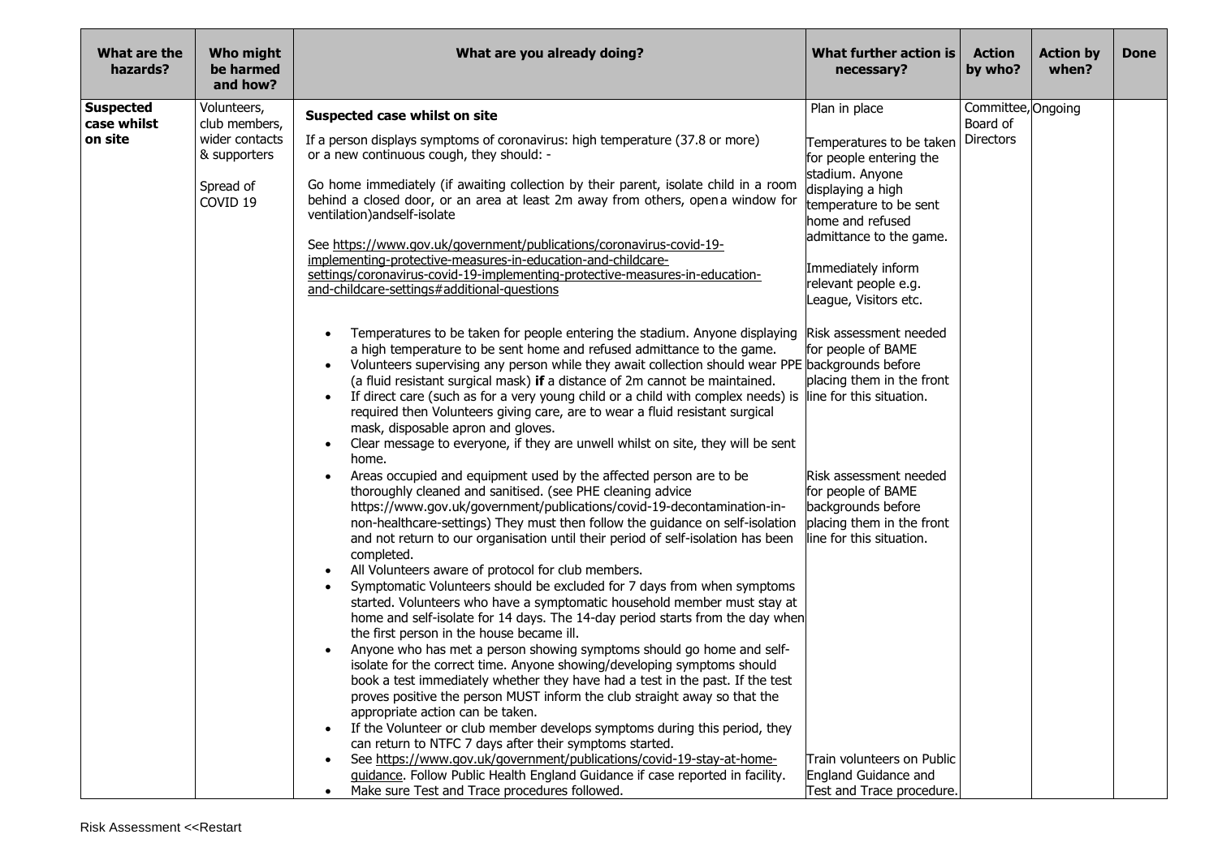| What are the hazards? | Who might be harmed and how? | What are you already doing? | What further action is necessary? | Action by who? | Action by when? | Done |
|---|---|---|---|---|---|---|
| **Suspected case whilst on site** | Volunteers, club members, wider contacts & supporters<br><br>Spread of COVID 19 | **Suspected case whilst on site**<br><br>If a person displays symptoms of coronavirus: high temperature (37.8 or more) or a new continuous cough, they should: -<br><br>Go home immediately (if awaiting collection by their parent, isolate child in a room behind a closed door, or an area at least 2m away from others, opena window for ventilation)andself-isolate<br><br>See https://www.gov.uk/government/publications/coronavirus-covid-19-implementing-protective-measures-in-education-and-childcare-settings/coronavirus-covid-19-implementing-protective-measures-in-education-and-childcare-settings#additional-questions<br><br>• Temperatures to be taken for people entering the stadium. Anyone displaying a high temperature to be sent home and refused admittance to the game.<br>• Volunteers supervising any person while they await collection should wear PPE (a fluid resistant surgical mask) **if** a distance of 2m cannot be maintained.<br>• If direct care (such as for a very young child or a child with complex needs) is required then Volunteers giving care, are to wear a fluid resistant surgical mask, disposable apron and gloves.<br>• Clear message to everyone, if they are unwell whilst on site, they will be sent home.<br>• Areas occupied and equipment used by the affected person are to be thoroughly cleaned and sanitised. (see PHE cleaning advice https://www.gov.uk/government/publications/covid-19-decontamination-in-non-healthcare-settings) They must then follow the guidance on self-isolation and not return to our organisation until their period of self-isolation has been completed.<br>• All Volunteers aware of protocol for club members.<br>• Symptomatic Volunteers should be excluded for 7 days from when symptoms started. Volunteers who have a symptomatic household member must stay at home and self-isolate for 14 days. The 14-day period starts from the day when the first person in the house became ill.<br>• Anyone who has met a person showing symptoms should go home and self-isolate for the correct time. Anyone showing/developing symptoms should book a test immediately whether they have had a test in the past. If the test proves positive the person MUST inform the club straight away so that the appropriate action can be taken.<br>• If the Volunteer or club member develops symptoms during this period, they can return to NTFC 7 days after their symptoms started.<br>• See https://www.gov.uk/government/publications/covid-19-stay-at-home-guidance. Follow Public Health England Guidance if case reported in facility.<br>• Make sure Test and Trace procedures followed. | Plan in place<br><br>Temperatures to be taken for people entering the stadium. Anyone displaying a high temperature to be sent home and refused admittance to the game.<br><br>Immediately inform relevant people e.g. League, Visitors etc.<br><br>Risk assessment needed for people of BAME backgrounds before placing them in the front line for this situation.<br><br>Risk assessment needed for people of BAME backgrounds before placing them in the front line for this situation.<br><br>Train volunteers on Public England Guidance and Test and Trace procedure. | Committee, Board of Directors | Ongoing | |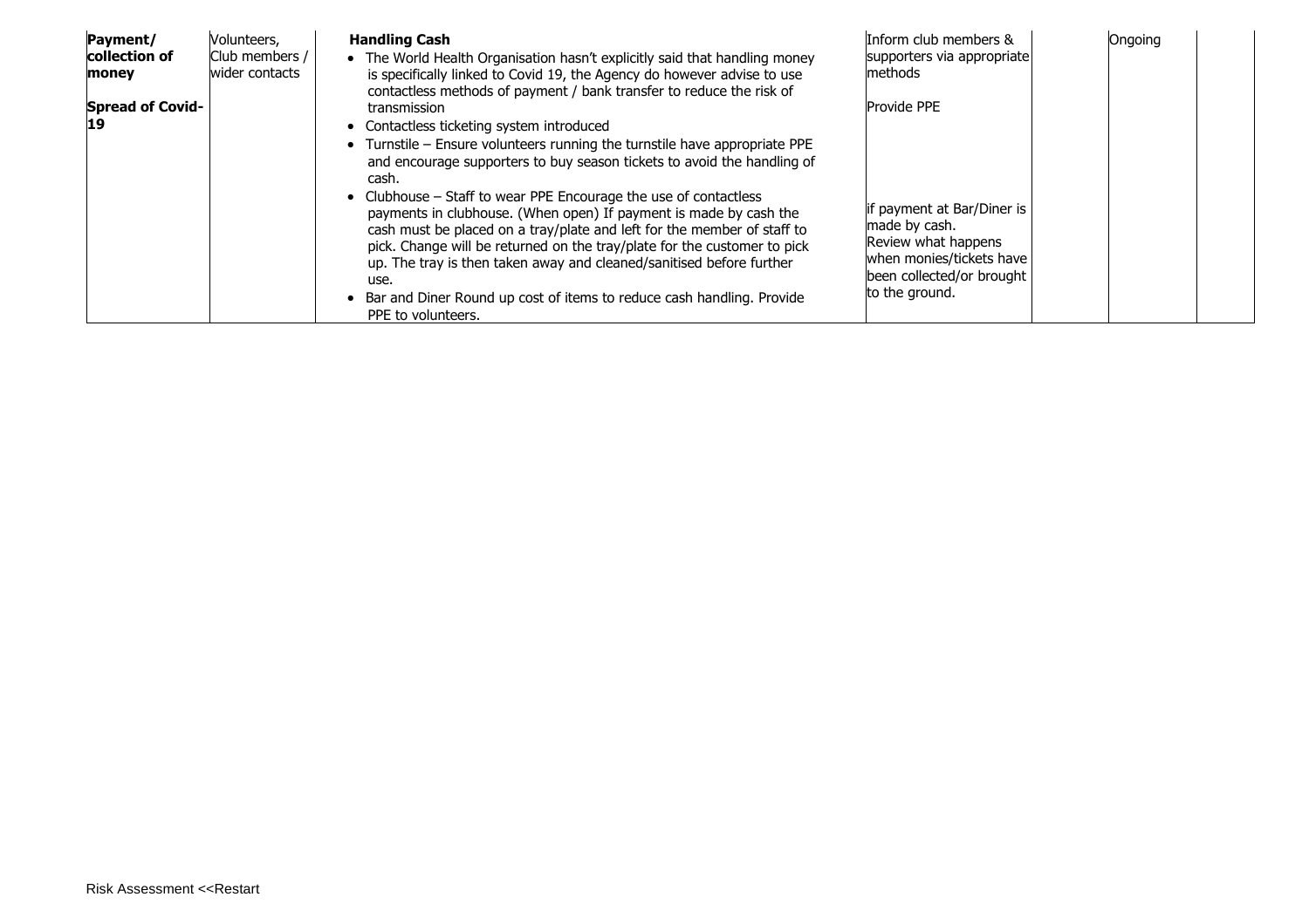| | | | | | | |
|---|---|---|---|---|---|---|
| **Payment/ collection of money**<br><br>**Spread of Covid-19** | Volunteers, Club members / wider contacts | **Handling Cash**<br>• The World Health Organisation hasn't explicitly said that handling money is specifically linked to Covid 19, the Agency do however advise to use contactless methods of payment / bank transfer to reduce the risk of transmission<br>• Contactless ticketing system introduced<br>• Turnstile – Ensure volunteers running the turnstile have appropriate PPE and encourage supporters to buy season tickets to avoid the handling of cash.<br>• Clubhouse – Staff to wear PPE Encourage the use of contactless payments in clubhouse. (When open) If payment is made by cash the cash must be placed on a tray/plate and left for the member of staff to pick. Change will be returned on the tray/plate for the customer to pick up. The tray is then taken away and cleaned/sanitised before further use.<br>• Bar and Diner Round up cost of items to reduce cash handling. Provide PPE to volunteers. | Inform club members & supporters via appropriate methods<br><br>Provide PPE<br><br>if payment at Bar/Diner is made by cash. Review what happens when monies/tickets have been collected/or brought to the ground. | | Ongoing | |

Risk Assessment <<Restart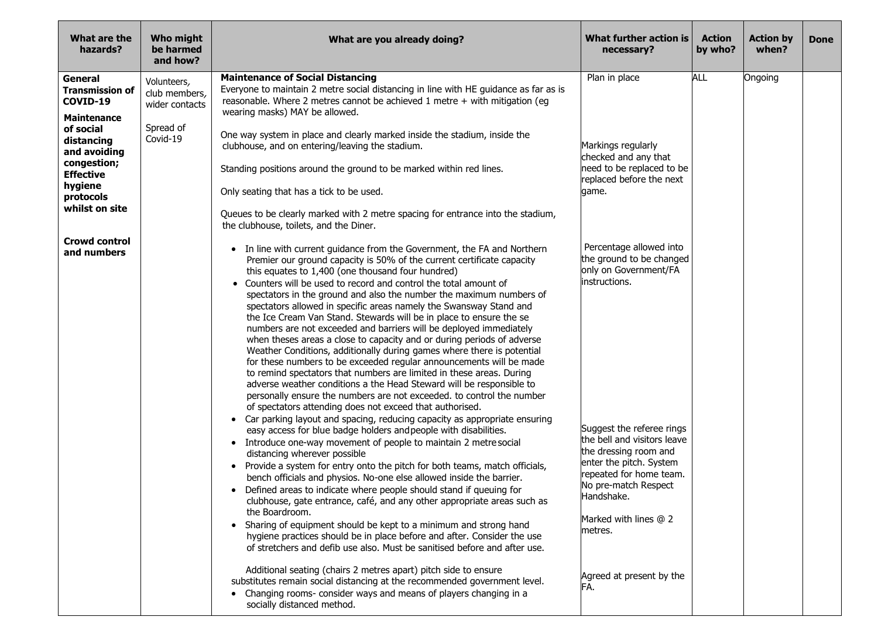| What are the hazards? | Who might be harmed and how? | What are you already doing? | What further action is necessary? | Action by who? | Action by when? | Done |
|---|---|---|---|---|---|---|
| **General Transmission of COVID-19**<br><br>**Maintenance of social distancing and avoiding congestion; Effective hygiene protocols whilst on site**<br><br>**Crowd control and numbers** | Volunteers, club members, wider contacts<br><br>Spread of Covid-19 | **Maintenance of Social Distancing**<br>Everyone to maintain 2 metre social distancing in line with HE guidance as far as is reasonable. Where 2 metres cannot be achieved 1 metre + with mitigation (eg wearing masks) MAY be allowed.<br><br>One way system in place and clearly marked inside the stadium, inside the clubhouse, and on entering/leaving the stadium.<br><br>Standing positions around the ground to be marked within red lines.<br><br>Only seating that has a tick to be used.<br><br>Queues to be clearly marked with 2 metre spacing for entrance into the stadium, the clubhouse, toilets, and the Diner.<br><br>• In line with current guidance from the Government, the FA and Northern Premier our ground capacity is 50% of the current certificate capacity this equates to 1,400 (one thousand four hundred)<br>• Counters will be used to record and control the total amount of spectators in the ground and also the number the maximum numbers of spectators allowed in specific areas namely the Swansway Stand and the Ice Cream Van Stand. Stewards will be in place to ensure the se numbers are not exceeded and barriers will be deployed immediately when theses areas a close to capacity and or during periods of adverse Weather Conditions, additionally during games where there is potential for these numbers to be exceeded regular announcements will be made to remind spectators that numbers are limited in these areas. During adverse weather conditions a the Head Steward will be responsible to personally ensure the numbers are not exceeded. to control the number of spectators attending does not exceed that authorised.<br>• Car parking layout and spacing, reducing capacity as appropriate ensuring easy access for blue badge holders and people with disabilities.<br>• Introduce one-way movement of people to maintain 2 metre social distancing wherever possible<br>• Provide a system for entry onto the pitch for both teams, match officials, bench officials and physios. No-one else allowed inside the barrier.<br>• Defined areas to indicate where people should stand if queuing for clubhouse, gate entrance, café, and any other appropriate areas such as the Boardroom.<br>• Sharing of equipment should be kept to a minimum and strong hand hygiene practices should be in place before and after. Consider the use of stretchers and defib use also. Must be sanitised before and after use.<br><br>Additional seating (chairs 2 metres apart) pitch side to ensure substitutes remain social distancing at the recommended government level.<br>• Changing rooms- consider ways and means of players changing in a socially distanced method. | Plan in place<br><br>Markings regularly checked and any that need to be replaced to be replaced before the next game.<br><br>Percentage allowed into the ground to be changed only on Government/FA instructions.<br><br>Suggest the referee rings the bell and visitors leave the dressing room and enter the pitch. System repeated for home team. No pre-match Respect Handshake.<br><br>Marked with lines @ 2 metres.<br><br>Agreed at present by the FA. | ALL | Ongoing | |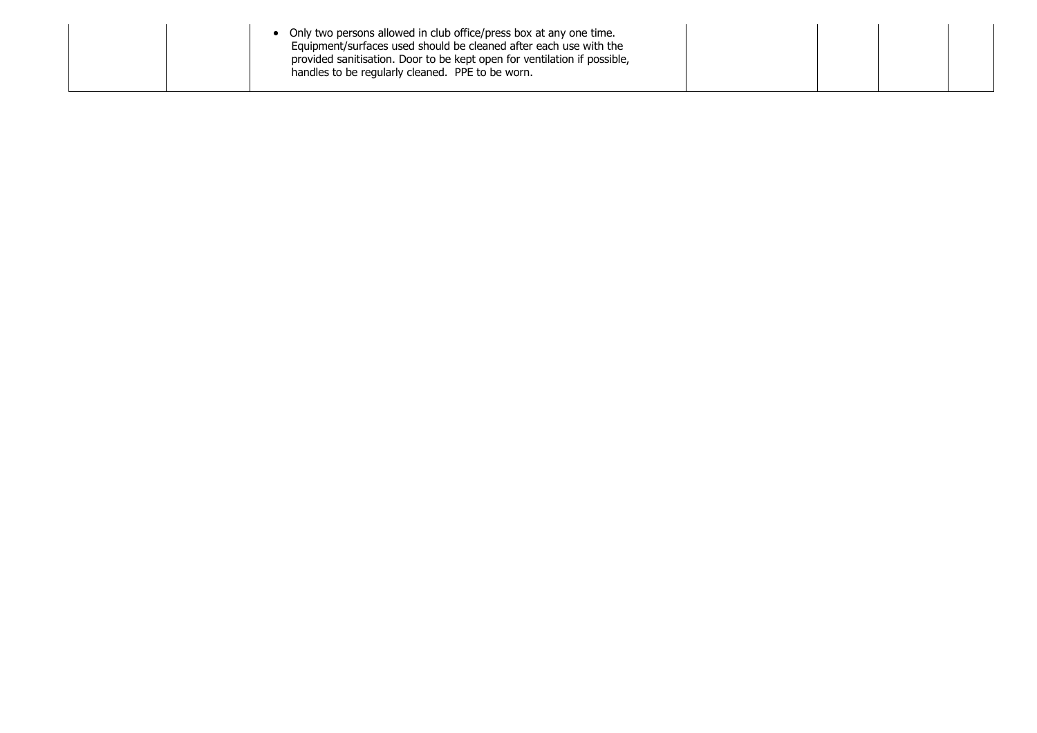| | | | | | | |
|---|---|---|---|---|---|---|
| | | • Only two persons allowed in club office/press box at any one time. Equipment/surfaces used should be cleaned after each use with the provided sanitisation. Door to be kept open for ventilation if possible, handles to be regularly cleaned. PPE to be worn. | | | | |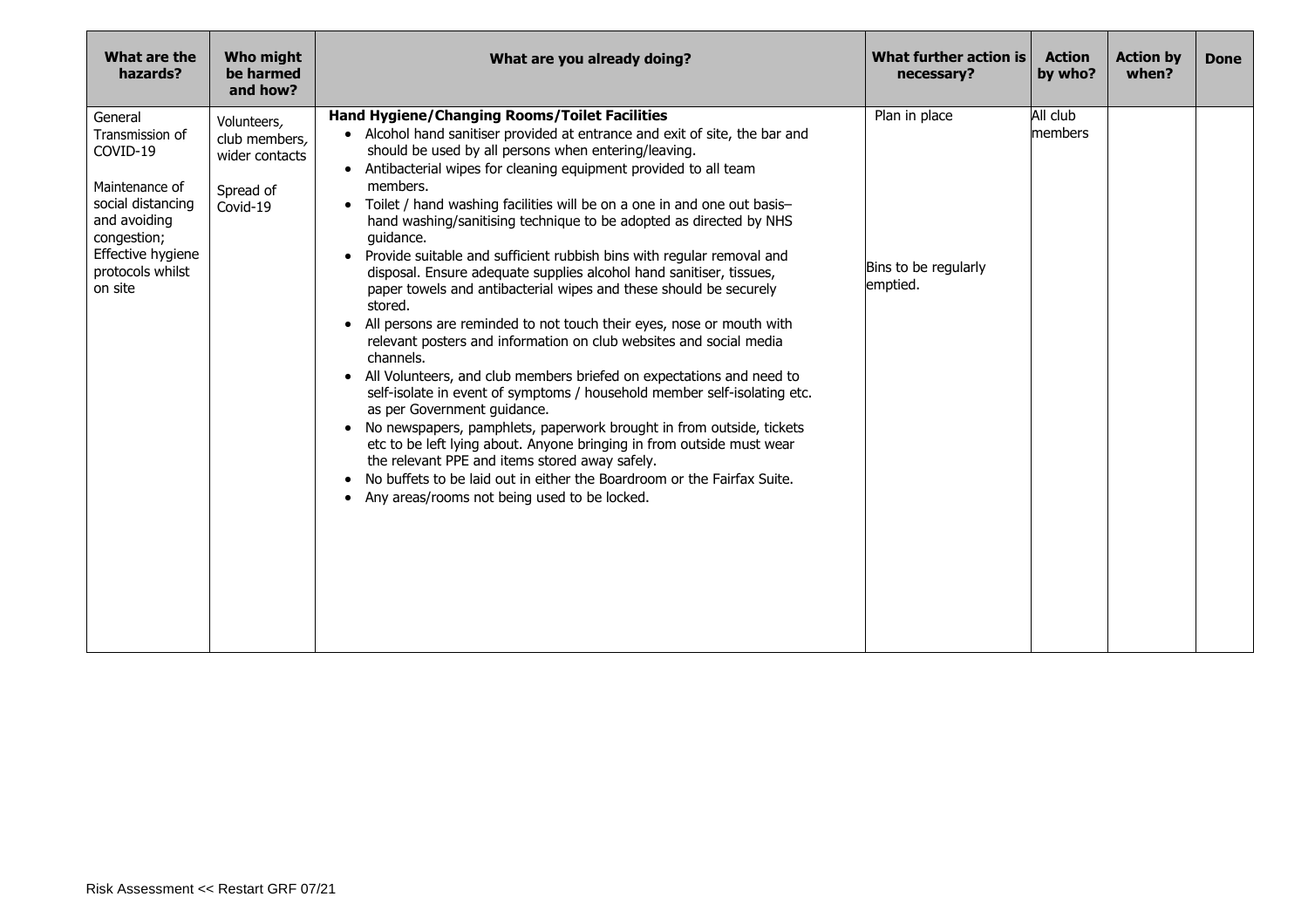| What are the hazards? | Who might be harmed and how? | What are you already doing? | What further action is necessary? | Action by who? | Action by when? | Done |
|---|---|---|---|---|---|---|
| General Transmission of COVID-19<br><br>Maintenance of social distancing and avoiding congestion; Effective hygiene protocols whilst on site | Volunteers, club members, wider contacts<br><br>Spread of Covid-19 | **Hand Hygiene/Changing Rooms/Toilet Facilities**<br>• Alcohol hand sanitiser provided at entrance and exit of site, the bar and should be used by all persons when entering/leaving.<br>• Antibacterial wipes for cleaning equipment provided to all team members.<br>• Toilet / hand washing facilities will be on a one in and one out basis– hand washing/sanitising technique to be adopted as directed by NHS guidance.<br>• Provide suitable and sufficient rubbish bins with regular removal and disposal. Ensure adequate supplies alcohol hand sanitiser, tissues, paper towels and antibacterial wipes and these should be securely stored.<br>• All persons are reminded to not touch their eyes, nose or mouth with relevant posters and information on club websites and social media channels.<br>• All Volunteers, and club members briefed on expectations and need to self-isolate in event of symptoms / household member self-isolating etc. as per Government guidance.<br>• No newspapers, pamphlets, paperwork brought in from outside, tickets etc to be left lying about. Anyone bringing in from outside must wear the relevant PPE and items stored away safely.<br>• No buffets to be laid out in either the Boardroom or the Fairfax Suite.<br>• Any areas/rooms not being used to be locked. | Plan in place<br><br>Bins to be regularly emptied. | All club members | | |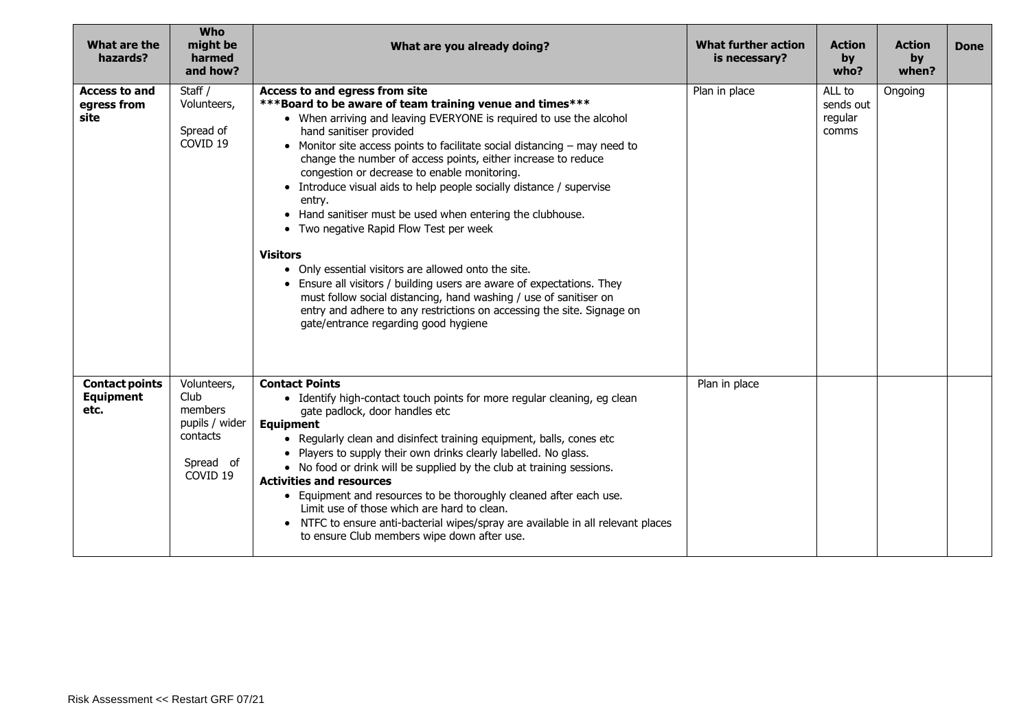| What are the hazards? | Who might be harmed and how? | What are you already doing? | What further action is necessary? | Action by who? | Action by when? | Done |
|---|---|---|---|---|---|---|
| **Access to and egress from site** | Staff / Volunteers,<br><br>Spread of COVID 19 | **Access to and egress from site**<br>**\*\*\*Board to be aware of team training venue and times\*\*\***<br>• When arriving and leaving EVERYONE is required to use the alcohol hand sanitiser provided<br>• Monitor site access points to facilitate social distancing – may need to change the number of access points, either increase to reduce congestion or decrease to enable monitoring.<br>• Introduce visual aids to help people socially distance / supervise entry.<br>• Hand sanitiser must be used when entering the clubhouse.<br>• Two negative Rapid Flow Test per week<br><br>**Visitors**<br>• Only essential visitors are allowed onto the site.<br>• Ensure all visitors / building users are aware of expectations. They must follow social distancing, hand washing / use of sanitiser on entry and adhere to any restrictions on accessing the site. Signage on gate/entrance regarding good hygiene | Plan in place | ALL to sends out regular comms | Ongoing | |
| **Contact points Equipment etc.** | Volunteers, Club members pupils / wider contacts<br><br>Spread of COVID 19 | **Contact Points**<br>• Identify high-contact touch points for more regular cleaning, eg clean gate padlock, door handles etc<br>**Equipment**<br>• Regularly clean and disinfect training equipment, balls, cones etc<br>• Players to supply their own drinks clearly labelled. No glass.<br>• No food or drink will be supplied by the club at training sessions.<br>**Activities and resources**<br>• Equipment and resources to be thoroughly cleaned after each use. Limit use of those which are hard to clean.<br>• NTFC to ensure anti-bacterial wipes/spray are available in all relevant places to ensure Club members wipe down after use. | Plan in place | | | |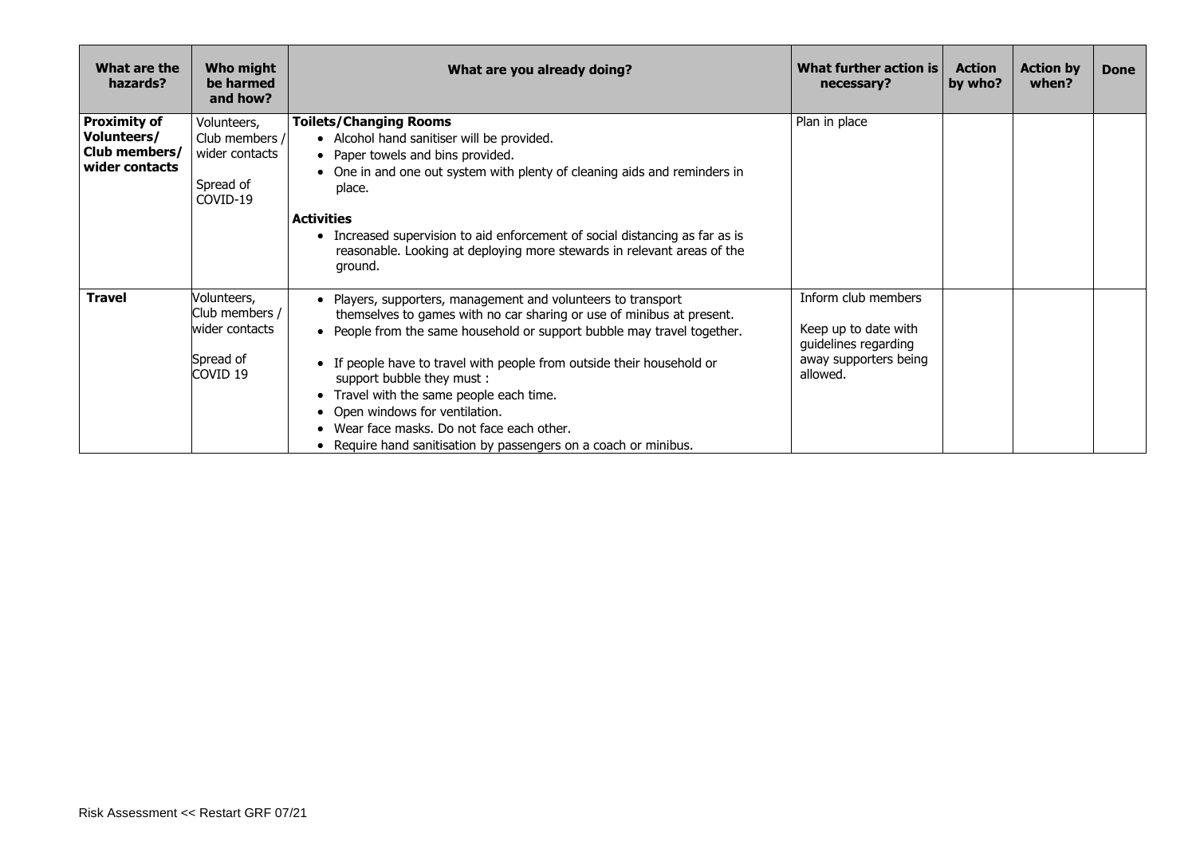| What are the hazards? | Who might be harmed and how? | What are you already doing? | What further action is necessary? | Action by who? | Action by when? | Done |
|---|---|---|---|---|---|---|
| **Proximity of Volunteers/ Club members/ wider contacts** | Volunteers, Club members / wider contacts<br><br>Spread of COVID-19 | **Toilets/Changing Rooms**<br>• Alcohol hand sanitiser will be provided.<br>• Paper towels and bins provided.<br>• One in and one out system with plenty of cleaning aids and reminders in place.<br><br>**Activities**<br>• Increased supervision to aid enforcement of social distancing as far as is reasonable. Looking at deploying more stewards in relevant areas of the ground. | Plan in place | | | |
| **Travel** | Volunteers, Club members / wider contacts<br><br>Spread of COVID 19 | • Players, supporters, management and volunteers to transport themselves to games with no car sharing or use of minibus at present.<br>• People from the same household or support bubble may travel together.<br><br>• If people have to travel with people from outside their household or support bubble they must :<br>• Travel with the same people each time.<br>• Open windows for ventilation.<br>• Wear face masks. Do not face each other.<br>• Require hand sanitisation by passengers on a coach or minibus. | Inform club members<br><br>Keep up to date with guidelines regarding away supporters being allowed. | | | |

Risk Assessment << Restart GRF 07/21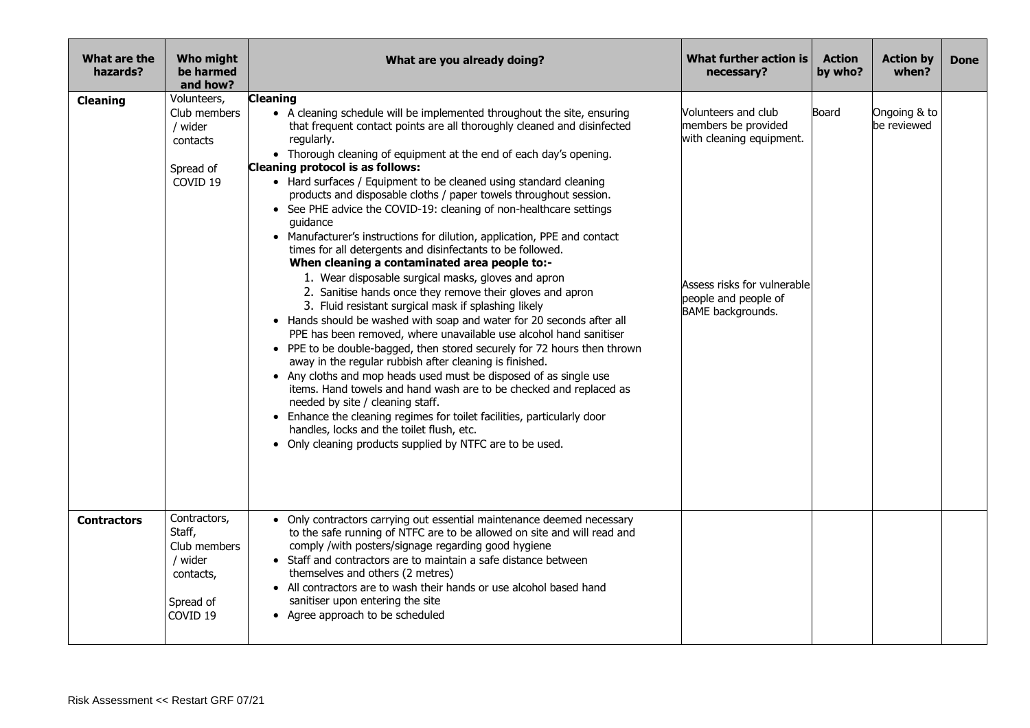| What are the hazards? | Who might be harmed and how? | What are you already doing? | What further action is necessary? | Action by who? | Action by when? | Done |
|---|---|---|---|---|---|---|
| **Cleaning** | Volunteers, Club members / wider contacts<br><br>Spread of COVID 19 | **Cleaning**<br>• A cleaning schedule will be implemented throughout the site, ensuring that frequent contact points are all thoroughly cleaned and disinfected regularly.<br>• Thorough cleaning of equipment at the end of each day's opening.<br>**Cleaning protocol is as follows:**<br>• Hard surfaces / Equipment to be cleaned using standard cleaning products and disposable cloths / paper towels throughout session.<br>• See PHE advice the COVID-19: cleaning of non-healthcare settings guidance<br>• Manufacturer's instructions for dilution, application, PPE and contact times for all detergents and disinfectants to be followed.<br>**When cleaning a contaminated area people to:-**<br>1. Wear disposable surgical masks, gloves and apron<br>2. Sanitise hands once they remove their gloves and apron<br>3. Fluid resistant surgical mask if splashing likely<br>• Hands should be washed with soap and water for 20 seconds after all PPE has been removed, where unavailable use alcohol hand sanitiser<br>• PPE to be double-bagged, then stored securely for 72 hours then thrown away in the regular rubbish after cleaning is finished.<br>• Any cloths and mop heads used must be disposed of as single use items. Hand towels and hand wash are to be checked and replaced as needed by site / cleaning staff.<br>• Enhance the cleaning regimes for toilet facilities, particularly door handles, locks and the toilet flush, etc.<br>• Only cleaning products supplied by NTFC are to be used. | Volunteers and club members be provided with cleaning equipment.<br><br>Assess risks for vulnerable people and people of BAME backgrounds. | Board | Ongoing & to be reviewed | |
| **Contractors** | Contractors, Staff, Club members / wider contacts,<br><br>Spread of COVID 19 | • Only contractors carrying out essential maintenance deemed necessary to the safe running of NTFC are to be allowed on site and will read and comply /with posters/signage regarding good hygiene<br>• Staff and contractors are to maintain a safe distance between themselves and others (2 metres)<br>• All contractors are to wash their hands or use alcohol based hand sanitiser upon entering the site<br>• Agree approach to be scheduled | | | | |

Risk Assessment << Restart GRF 07/21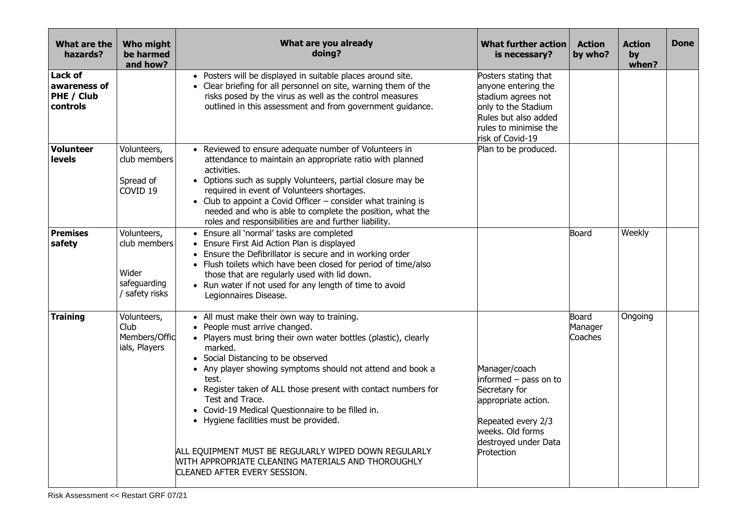| What are the hazards? | Who might be harmed and how? | What are you already doing? | What further action is necessary? | Action by who? | Action by when? | Done |
|---|---|---|---|---|---|---|
| **Lack of awareness of PHE / Club controls** | | • Posters will be displayed in suitable places around site.<br>• Clear briefing for all personnel on site, warning them of the risks posed by the virus as well as the control measures outlined in this assessment and from government guidance. | Posters stating that anyone entering the stadium agrees not only to the Stadium Rules but also added rules to minimise the risk of Covid-19 | | | |
| **Volunteer levels** | Volunteers, club members<br><br>Spread of COVID 19 | • Reviewed to ensure adequate number of Volunteers in attendance to maintain an appropriate ratio with planned activities.<br>• Options such as supply Volunteers, partial closure may be required in event of Volunteers shortages.<br>• Club to appoint a Covid Officer – consider what training is needed and who is able to complete the position, what the roles and responsibilities are and further liability. | Plan to be produced. | | | |
| **Premises safety** | Volunteers, club members<br><br>Wider safeguarding / safety risks | • Ensure all 'normal' tasks are completed<br>• Ensure First Aid Action Plan is displayed<br>• Ensure the Defibrillator is secure and in working order<br>• Flush toilets which have been closed for period of time/also those that are regularly used with lid down.<br>• Run water if not used for any length of time to avoid Legionnaires Disease. | | Board | Weekly | |
| **Training** | Volunteers, Club Members/Officials, Players | • All must make their own way to training.<br>• People must arrive changed.<br>• Players must bring their own water bottles (plastic), clearly marked.<br>• Social Distancing to be observed<br>• Any player showing symptoms should not attend and book a test.<br>• Register taken of ALL those present with contact numbers for Test and Trace.<br>• Covid-19 Medical Questionnaire to be filled in.<br>• Hygiene facilities must be provided.<br><br>ALL EQUIPMENT MUST BE REGULARLY WIPED DOWN REGULARLY WITH APPROPRIATE CLEANING MATERIALS AND THOROUGHLY CLEANED AFTER EVERY SESSION. | Manager/coach informed – pass on to Secretary for appropriate action.<br><br>Repeated every 2/3 weeks. Old forms destroyed under Data Protection | Board<br>Manager<br>Coaches | Ongoing | |

Risk Assessment << Restart GRF 07/21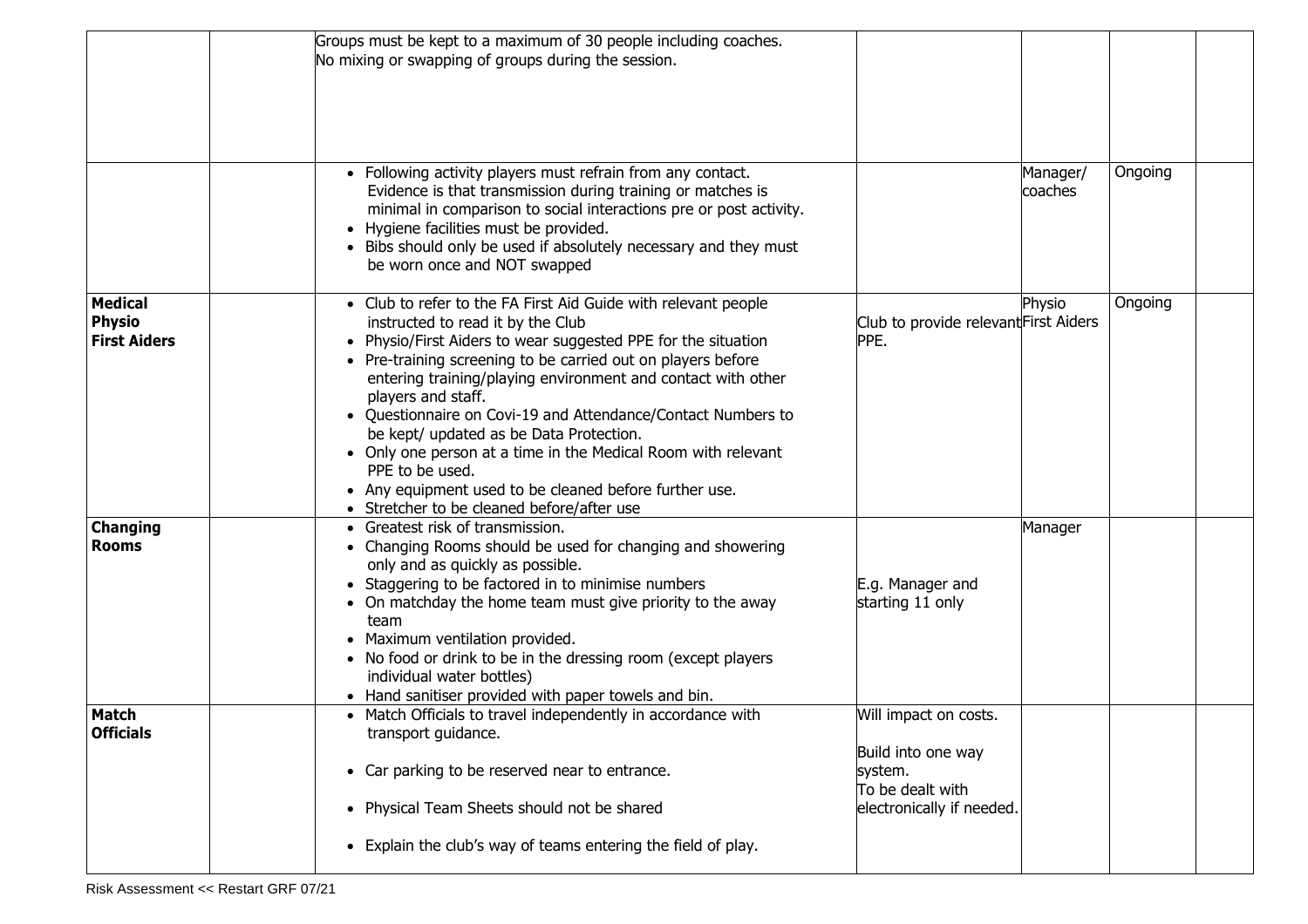| | | | | | | |
|---|---|---|---|---|---|---|
| | | Groups must be kept to a maximum of 30 people including coaches.<br>No mixing or swapping of groups during the session. | | | | |
| | | • Following activity players must refrain from any contact. Evidence is that transmission during training or matches is minimal in comparison to social interactions pre or post activity.<br>• Hygiene facilities must be provided.<br>• Bibs should only be used if absolutely necessary and they must be worn once and NOT swapped | | Manager/ coaches | Ongoing | |
| **Medical Physio First Aiders** | | • Club to refer to the FA First Aid Guide with relevant people instructed to read it by the Club<br>• Physio/First Aiders to wear suggested PPE for the situation<br>• Pre-training screening to be carried out on players before entering training/playing environment and contact with other players and staff.<br>• Questionnaire on Covi-19 and Attendance/Contact Numbers to be kept/ updated as be Data Protection.<br>• Only one person at a time in the Medical Room with relevant PPE to be used.<br>• Any equipment used to be cleaned before further use.<br>• Stretcher to be cleaned before/after use | Club to provide relevant PPE. | Physio First Aiders | Ongoing | |
| **Changing Rooms** | | • Greatest risk of transmission.<br>• Changing Rooms should be used for changing and showering only and as quickly as possible.<br>• Staggering to be factored in to minimise numbers<br>• On matchday the home team must give priority to the away team<br>• Maximum ventilation provided.<br>• No food or drink to be in the dressing room (except players individual water bottles)<br>• Hand sanitiser provided with paper towels and bin. | E.g. Manager and starting 11 only | Manager | | |
| **Match Officials** | | • Match Officials to travel independently in accordance with transport guidance.<br>• Car parking to be reserved near to entrance.<br>• Physical Team Sheets should not be shared<br>• Explain the club's way of teams entering the field of play. | Will impact on costs.<br>Build into one way system.<br>To be dealt with electronically if needed. | | | |

Risk Assessment << Restart GRF 07/21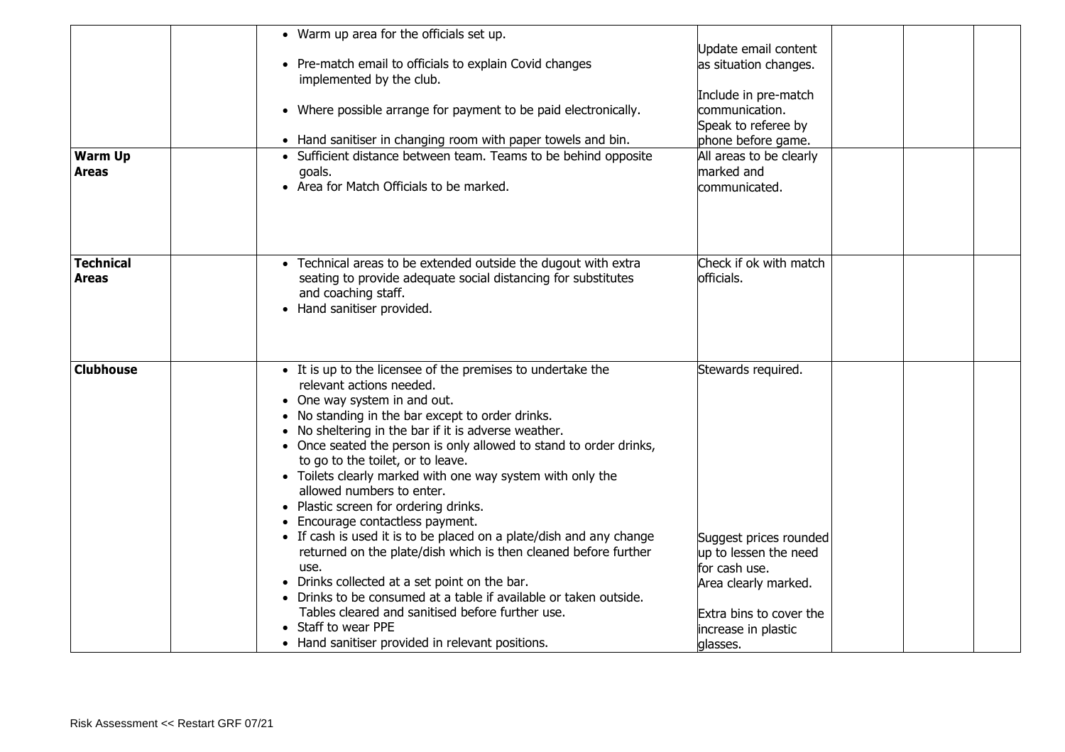| | | | | | | |
|---|---|---|---|---|---|---|
| | | • Warm up area for the officials set up.<br><br>• Pre-match email to officials to explain Covid changes implemented by the club.<br><br>• Where possible arrange for payment to be paid electronically.<br><br>• Hand sanitiser in changing room with paper towels and bin. | Update email content as situation changes.<br><br>Include in pre-match communication.<br>Speak to referee by phone before game. | | | |
| **Warm Up Areas** | | • Sufficient distance between team. Teams to be behind opposite goals.<br>• Area for Match Officials to be marked. | All areas to be clearly marked and communicated. | | | |
| **Technical Areas** | | • Technical areas to be extended outside the dugout with extra seating to provide adequate social distancing for substitutes and coaching staff.<br>• Hand sanitiser provided. | Check if ok with match officials. | | | |
| **Clubhouse** | | • It is up to the licensee of the premises to undertake the relevant actions needed.<br>• One way system in and out.<br>• No standing in the bar except to order drinks.<br>• No sheltering in the bar if it is adverse weather.<br>• Once seated the person is only allowed to stand to order drinks, to go to the toilet, or to leave.<br>• Toilets clearly marked with one way system with only the allowed numbers to enter.<br>• Plastic screen for ordering drinks.<br>• Encourage contactless payment.<br>• If cash is used it is to be placed on a plate/dish and any change returned on the plate/dish which is then cleaned before further use.<br>• Drinks collected at a set point on the bar.<br>• Drinks to be consumed at a table if available or taken outside. Tables cleared and sanitised before further use.<br>• Staff to wear PPE<br>• Hand sanitiser provided in relevant positions. | Stewards required.<br><br>Suggest prices rounded up to lessen the need for cash use.<br>Area clearly marked.<br><br>Extra bins to cover the increase in plastic glasses. | | | |

Risk Assessment << Restart GRF 07/21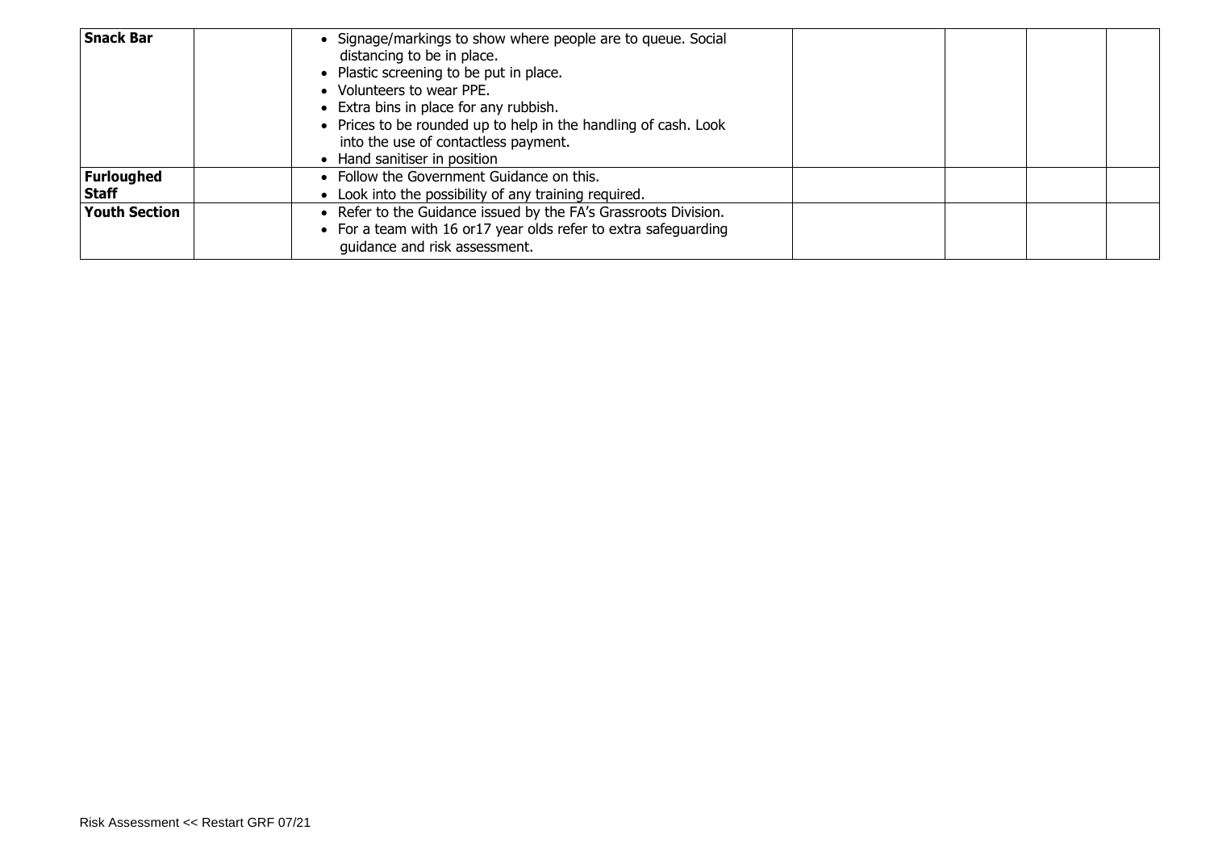| | | | | | | |
|---|---|---|---|---|---|---|
| **Snack Bar** | | • Signage/markings to show where people are to queue. Social distancing to be in place.<br>• Plastic screening to be put in place.<br>• Volunteers to wear PPE.<br>• Extra bins in place for any rubbish.<br>• Prices to be rounded up to help in the handling of cash. Look into the use of contactless payment.<br>• Hand sanitiser in position | | | | |
| **Furloughed Staff** | | • Follow the Government Guidance on this.<br>• Look into the possibility of any training required. | | | | |
| **Youth Section** | | • Refer to the Guidance issued by the FA's Grassroots Division.<br>• For a team with 16 or17 year olds refer to extra safeguarding guidance and risk assessment. | | | | |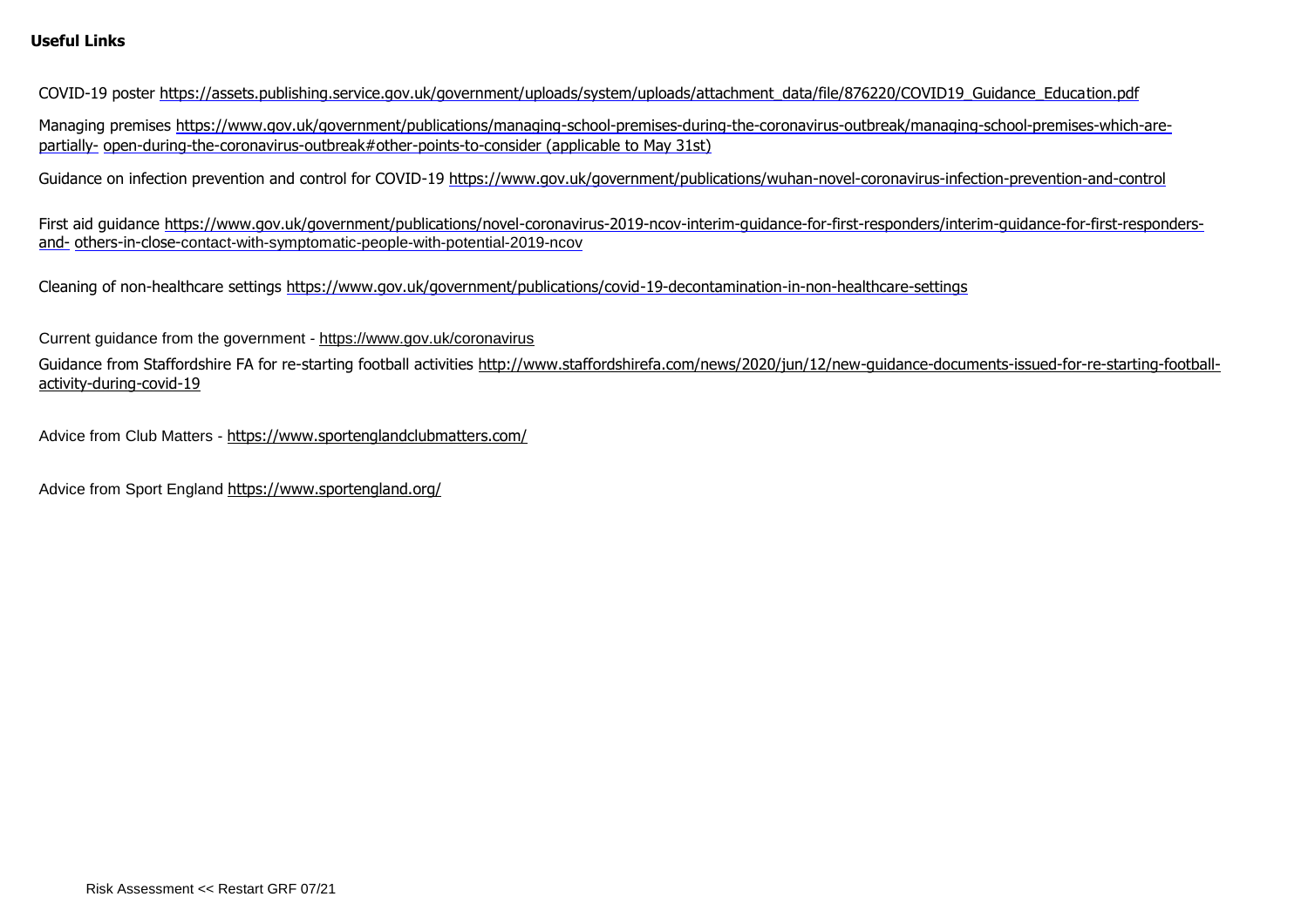**Useful Links**

COVID-19 poster https://assets.publishing.service.gov.uk/government/uploads/system/uploads/attachment_data/file/876220/COVID19_Guidance_Education.pdf

Managing premises https://www.gov.uk/government/publications/managing-school-premises-during-the-coronavirus-outbreak/managing-school-premises-which-are-partially- open-during-the-coronavirus-outbreak#other-points-to-consider (applicable to May 31st)

Guidance on infection prevention and control for COVID-19 https://www.gov.uk/government/publications/wuhan-novel-coronavirus-infection-prevention-and-control

First aid guidance https://www.gov.uk/government/publications/novel-coronavirus-2019-ncov-interim-guidance-for-first-responders/interim-guidance-for-first-responders-and- others-in-close-contact-with-symptomatic-people-with-potential-2019-ncov

Cleaning of non-healthcare settings https://www.gov.uk/government/publications/covid-19-decontamination-in-non-healthcare-settings

Current guidance from the government - https://www.gov.uk/coronavirus

Guidance from Staffordshire FA for re-starting football activities http://www.staffordshirefa.com/news/2020/jun/12/new-guidance-documents-issued-for-re-starting-football-activity-during-covid-19

Advice from Club Matters - https://www.sportenglandclubmatters.com/

Advice from Sport England https://www.sportengland.org/